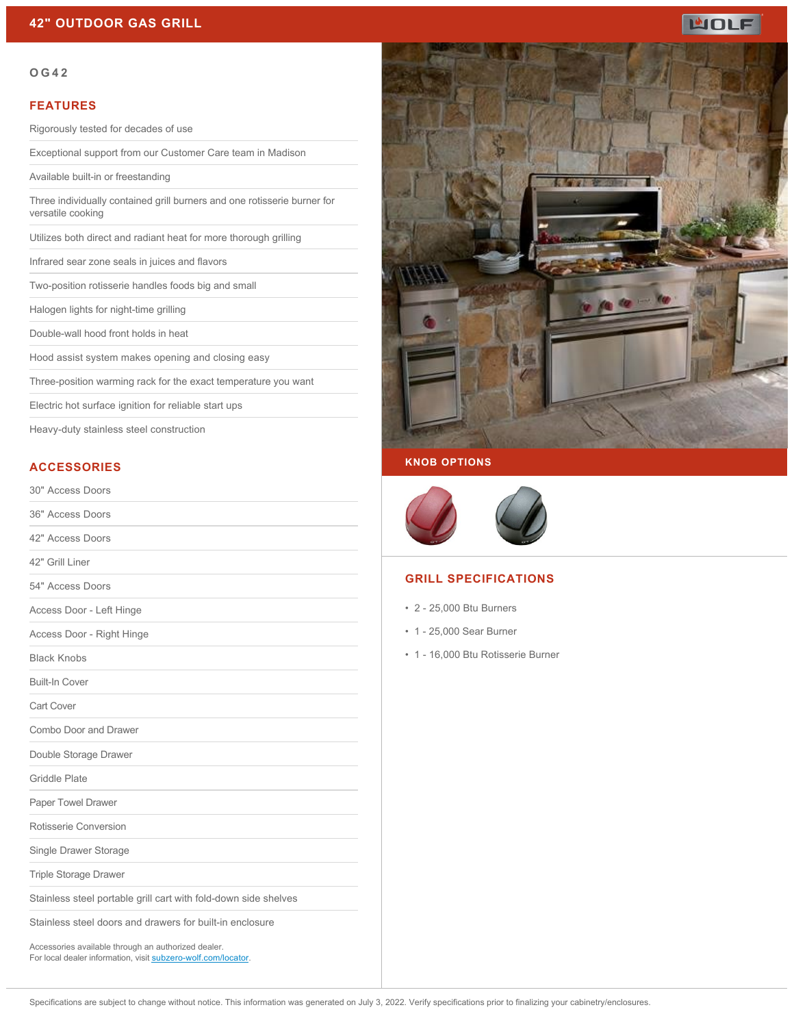# 42" OUTDOOR GAS GRILL

## OG42

### FEATURES

- Rigorously tested for decades of use
- Exceptional support from our Customer Care team in Madison
- Available built-in or freestanding
- Three individually contained grill burners and one rotisserie burner for versatile cooking
- Utilizes both direct and radiant heat for more thorough grilling
- Infrared sear zone seals in juices and flavors
- Two-position rotisserie handles foods big and small
- Halogen lights for night-time grilling
- Double-wall hood front holds in heat
- Hood assist system makes opening and closing easy
- Three-position warming rack for the exact temperature you want
- Electric hot surface ignition for reliable start ups
- Heavy-duty stainless steel construction

### ACCESSORIES

- 30" Access Doors
- 36" Access Doors
- 42" Access Doors
- 42" Grill Liner
- 54" Access Doors
- Access Door - Left Hinge
- Access Door - Right Hinge
- Black Knobs
- Built-In Cover
- Cart Cover
- Combo Door and Drawer
- Double Storage Drawer
- Griddle Plate
- Paper Towel Drawer
- Rotisserie Conversion
- Single Drawer Storage
- Triple Storage Drawer
- Stainless steel portable grill cart with fold-down side shelves
- Stainless steel doors and drawers for built-in enclosure

Accessories available through an authorized dealer.
For local dealer information, visit subzero-wolf.com/locator.

### KNOB OPTIONS

### GRILL SPECIFICATIONS

- 2 - 25,000 Btu Burners
- 1 - 25,000 Sear Burner
- 1 - 16,000 Btu Rotisserie Burner

Specifications are subject to change without notice. This information was generated on July 3, 2022. Verify specifications prior to finalizing your cabinetry/enclosures.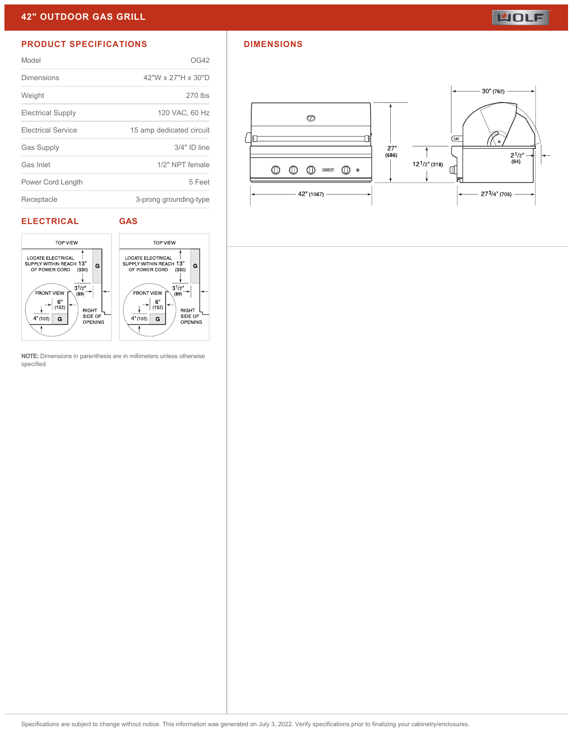# 42" OUTDOOR GAS GRILL

## PRODUCT SPECIFICATIONS

| | |
|---|---|
| Model | OG42 |
| Dimensions | 42"W x 27"H x 30"D |
| Weight | 270 lbs |
| Electrical Supply | 120 VAC, 60 Hz |
| Electrical Service | 15 amp dedicated circuit |
| Gas Supply | 3/4" ID line |
| Gas Inlet | 1/2" NPT female |
| Power Cord Length | 5 Feet |
| Receptacle | 3-prong grounding-type |

## ELECTRICAL

TOP VIEW

LOCATE ELECTRICAL SUPPLY WITHIN REACH OF POWER CORD

13" (330)

G

3 1/2" (89)

FRONT VIEW

6" (152)

4" (102)

G

RIGHT SIDE OF OPENING

## GAS

TOP VIEW

LOCATE ELECTRICAL SUPPLY WITHIN REACH OF POWER CORD

13" (330)

G

3 1/2" (89)

FRONT VIEW

6" (152)

4" (102)

G

RIGHT SIDE OF OPENING

**NOTE:** Dimensions in parenthesis are in millimeters unless otherwise specified

## DIMENSIONS

27" (686)

42" (1067)

30" (762)

12 1/2" (318)

2 1/2" (64)

27 3/4" (705)

Specifications are subject to change without notice. This information was generated on July 3, 2022. Verify specifications prior to finalizing your cabinetry/enclosures.